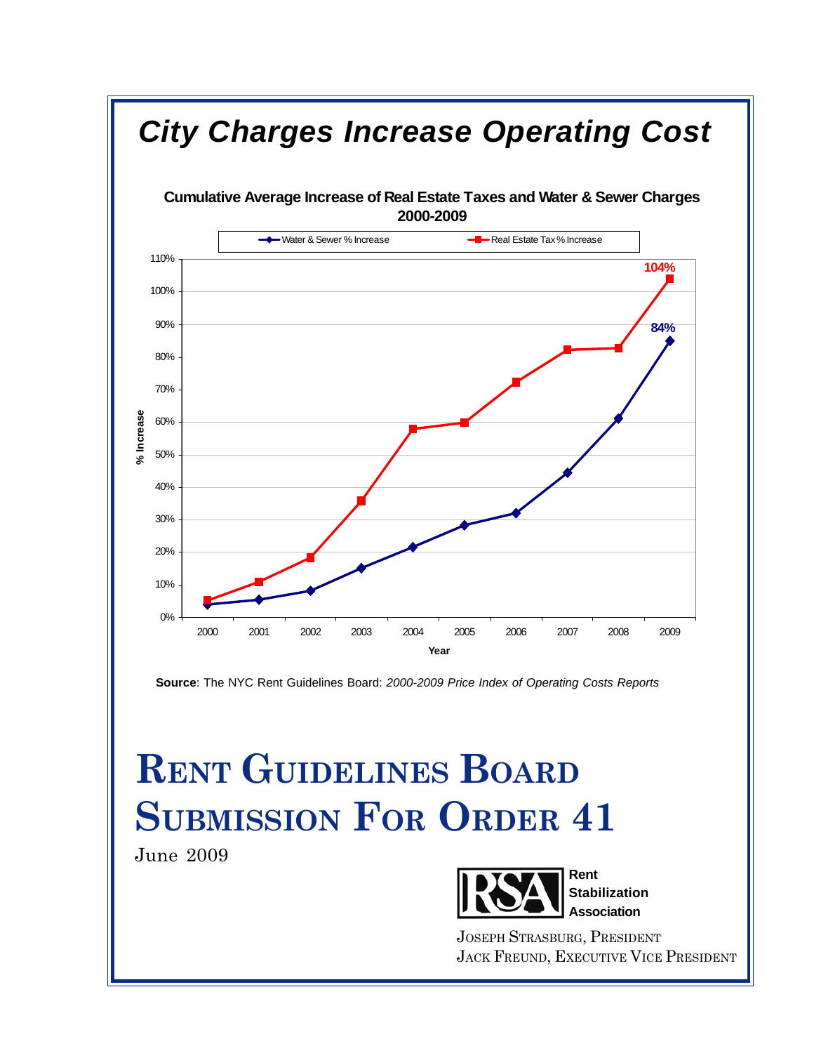# City Charges Increase Operating Cost

**Cumulative Average Increase of Real Estate Taxes and Water & Sewer Charges 2000-2009**

Water & Sewer % Increase — Real Estate Tax % Increase

% Increase

110%
100%
90%
80%
70%
60%
50%
40%
30%
20%
10%
0%

104%

84%

2000 2001 2002 2003 2004 2005 2006 2007 2008 2009

Year

**Source**: The NYC Rent Guidelines Board: *2000-2009 Price Index of Operating Costs Reports*

# Rent Guidelines Board Submission For Order 41

June 2009

**Rent Stabilization Association**

Joseph Strasburg, President
Jack Freund, Executive Vice President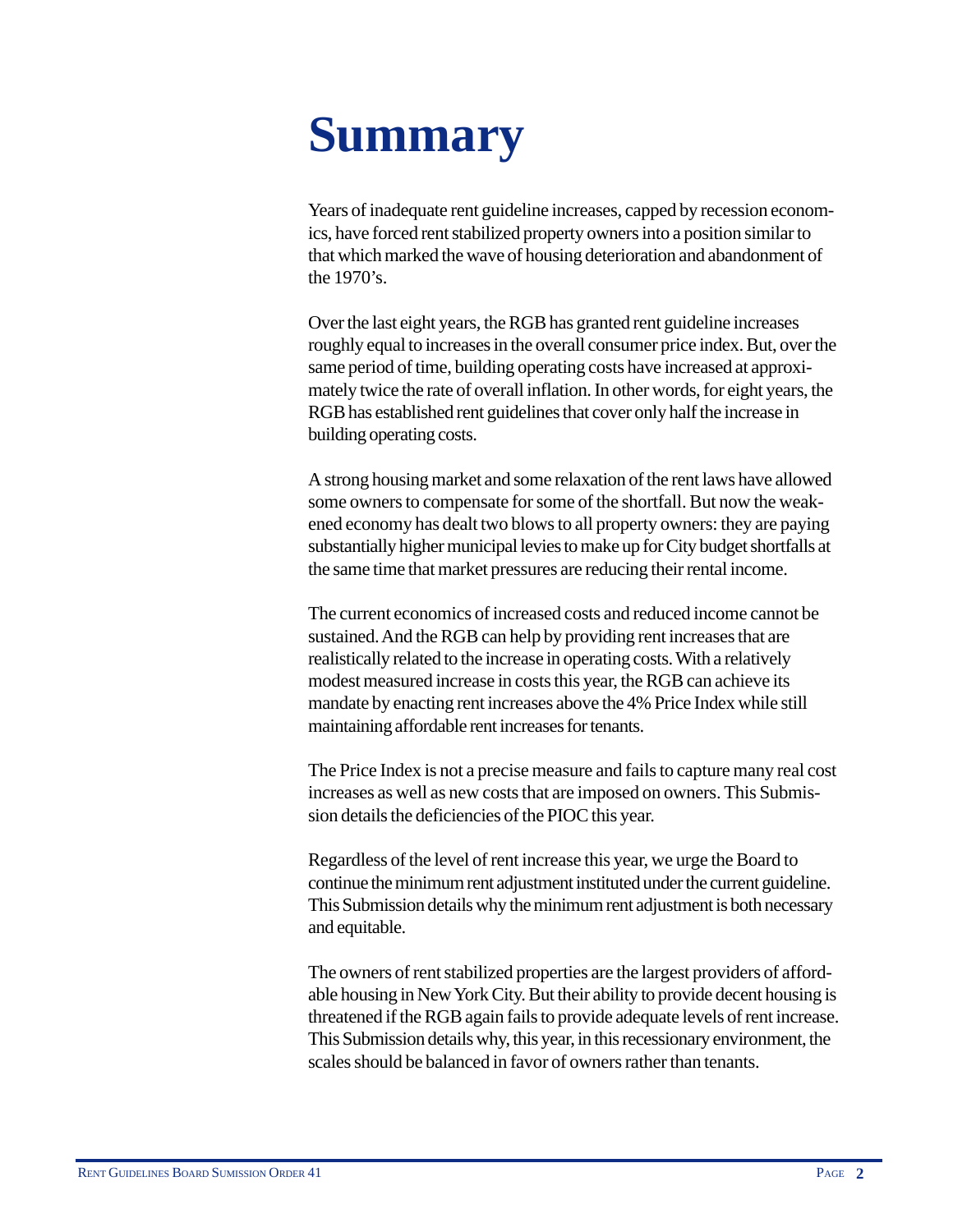# Summary

Years of inadequate rent guideline increases, capped by recession economics, have forced rent stabilized property owners into a position similar to that which marked the wave of housing deterioration and abandonment of the 1970's.

Over the last eight years, the RGB has granted rent guideline increases roughly equal to increases in the overall consumer price index. But, over the same period of time, building operating costs have increased at approximately twice the rate of overall inflation. In other words, for eight years, the RGB has established rent guidelines that cover only half the increase in building operating costs.

A strong housing market and some relaxation of the rent laws have allowed some owners to compensate for some of the shortfall. But now the weakened economy has dealt two blows to all property owners: they are paying substantially higher municipal levies to make up for City budget shortfalls at the same time that market pressures are reducing their rental income.

The current economics of increased costs and reduced income cannot be sustained. And the RGB can help by providing rent increases that are realistically related to the increase in operating costs. With a relatively modest measured increase in costs this year, the RGB can achieve its mandate by enacting rent increases above the 4% Price Index while still maintaining affordable rent increases for tenants.

The Price Index is not a precise measure and fails to capture many real cost increases as well as new costs that are imposed on owners. This Submission details the deficiencies of the PIOC this year.

Regardless of the level of rent increase this year, we urge the Board to continue the minimum rent adjustment instituted under the current guideline. This Submission details why the minimum rent adjustment is both necessary and equitable.

The owners of rent stabilized properties are the largest providers of affordable housing in New York City. But their ability to provide decent housing is threatened if the RGB again fails to provide adequate levels of rent increase. This Submission details why, this year, in this recessionary environment, the scales should be balanced in favor of owners rather than tenants.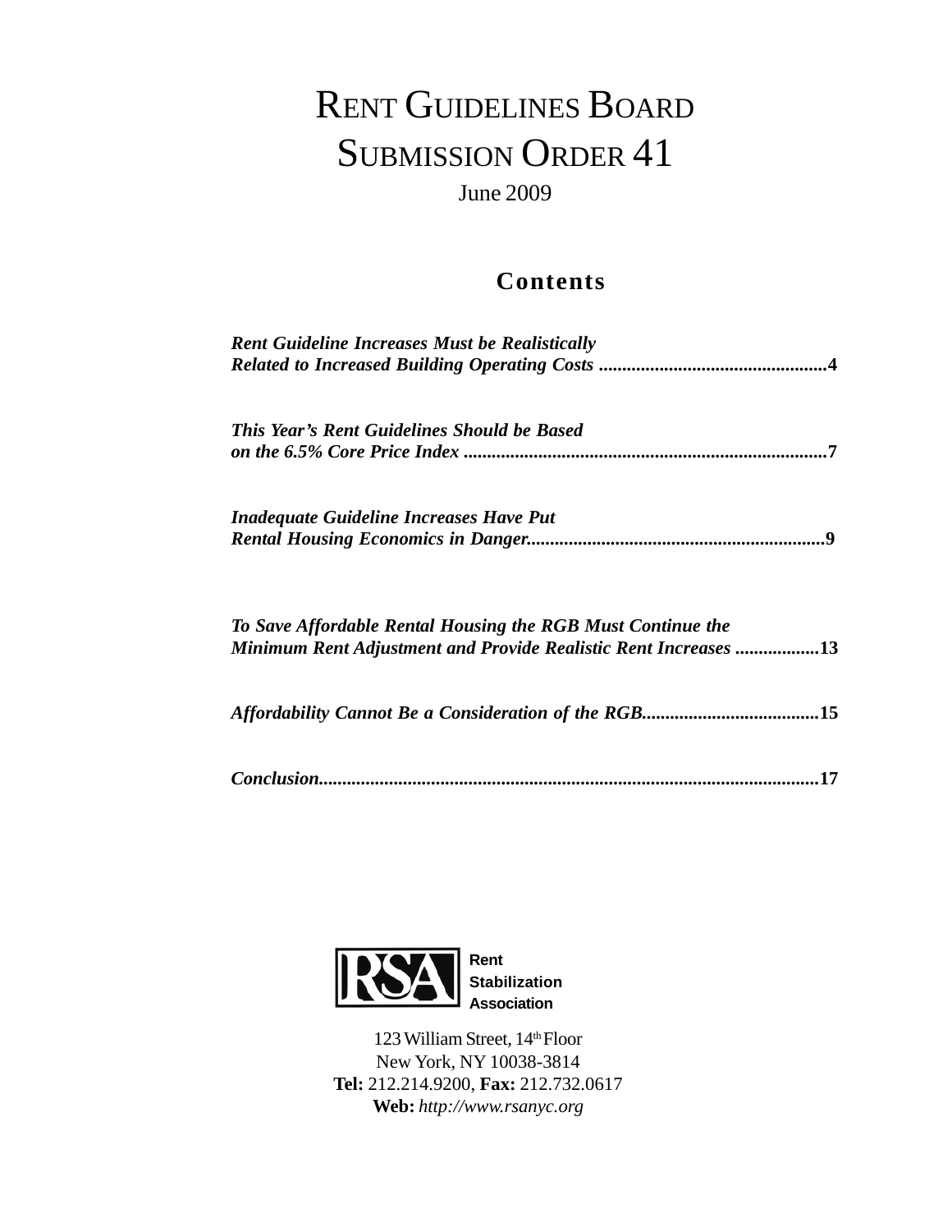# RENT GUIDELINES BOARD SUBMISSION ORDER 41

June 2009

## Contents

*Rent Guideline Increases Must be Realistically Related to Increased Building Operating Costs* .................................................4

*This Year's Rent Guidelines Should be Based on the 6.5% Core Price Index* .............................................................................7

*Inadequate Guideline Increases Have Put Rental Housing Economics in Danger*...............................................................9

*To Save Affordable Rental Housing the RGB Must Continue the Minimum Rent Adjustment and Provide Realistic Rent Increases* .................13

*Affordability Cannot Be a Consideration of the RGB*......................................15

*Conclusion*..........................................................................................................17

RSA

**Rent Stabilization Association**

123 William Street, 14th Floor
New York, NY 10038-3814
**Tel:** 212.214.9200, **Fax:** 212.732.0617
**Web:** *http://www.rsanyc.org*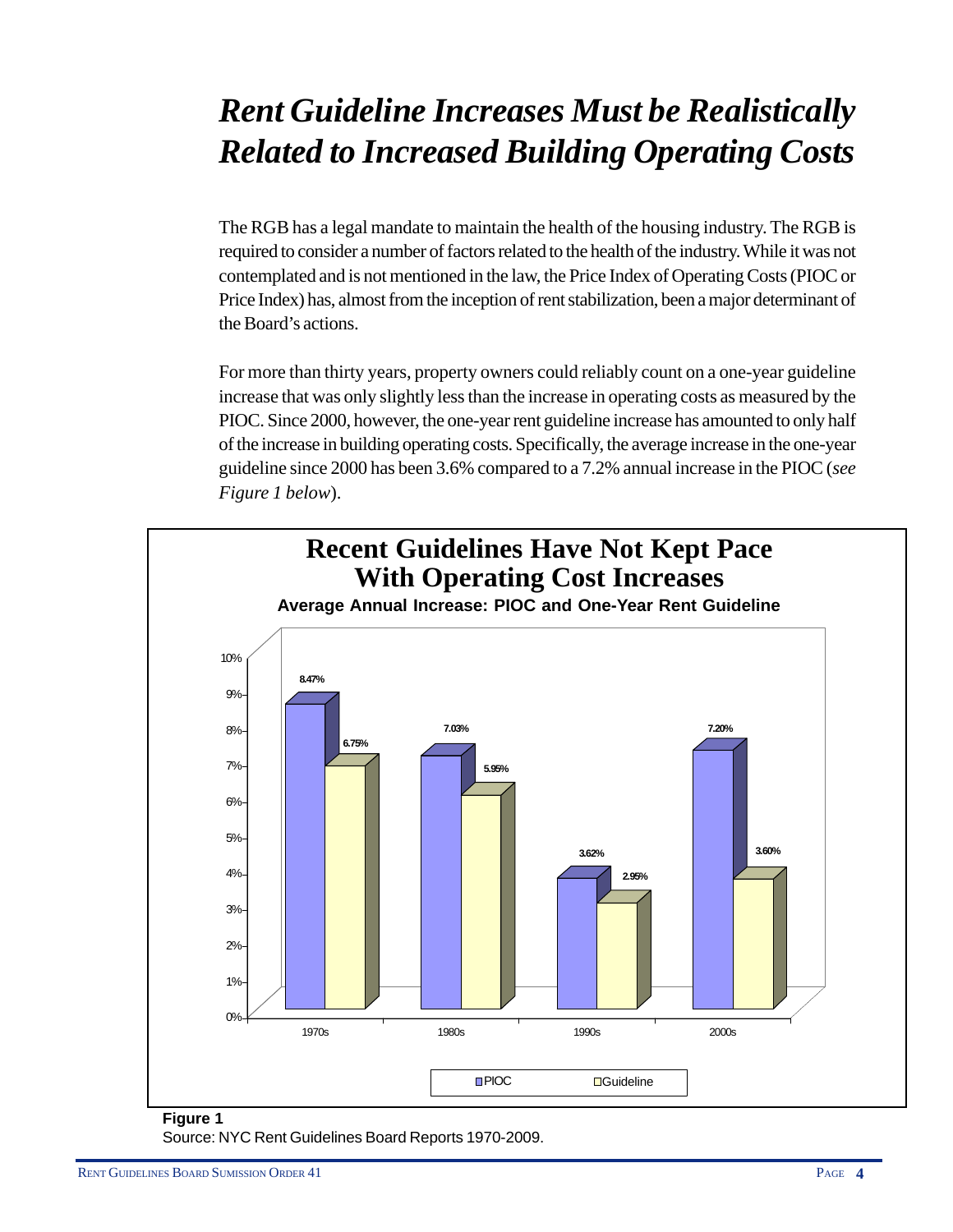# Rent Guideline Increases Must be Realistically Related to Increased Building Operating Costs

The RGB has a legal mandate to maintain the health of the housing industry. The RGB is required to consider a number of factors related to the health of the industry. While it was not contemplated and is not mentioned in the law, the Price Index of Operating Costs (PIOC or Price Index) has, almost from the inception of rent stabilization, been a major determinant of the Board's actions.

For more than thirty years, property owners could reliably count on a one-year guideline increase that was only slightly less than the increase in operating costs as measured by the PIOC. Since 2000, however, the one-year rent guideline increase has amounted to only half of the increase in building operating costs. Specifically, the average increase in the one-year guideline since 2000 has been 3.6% compared to a 7.2% annual increase in the PIOC (*see Figure 1 below*).

**Recent Guidelines Have Not Kept Pace With Operating Cost Increases**

**Average Annual Increase: PIOC and One-Year Rent Guideline**

| | PIOC | Guideline |
|---|---|---|
| 1970s | 8.47% | 6.75% |
| 1980s | 7.03% | 5.95% |
| 1990s | 3.62% | 2.95% |
| 2000s | 7.20% | 3.60% |

**Figure 1**

Source: NYC Rent Guidelines Board Reports 1970-2009.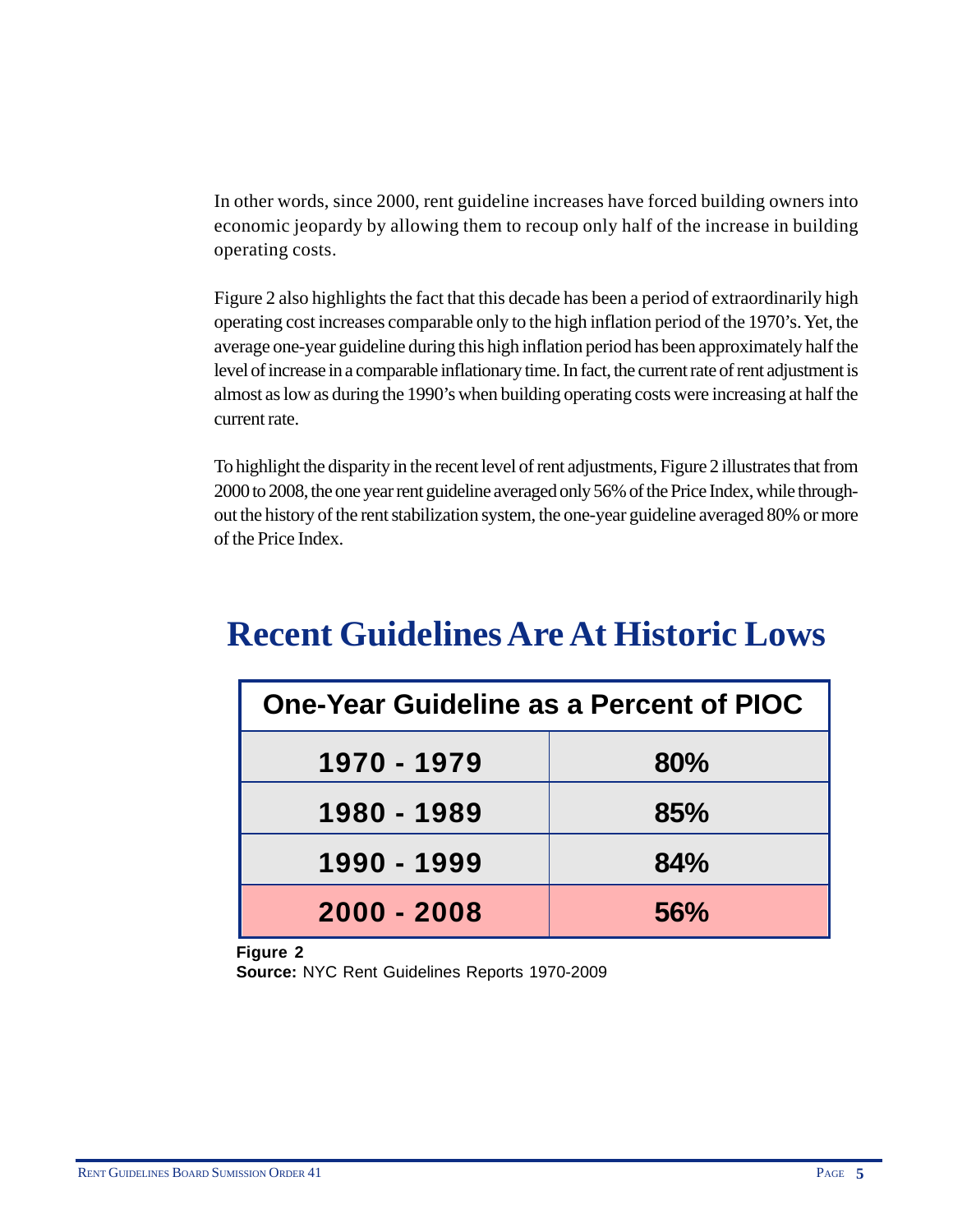In other words, since 2000, rent guideline increases have forced building owners into economic jeopardy by allowing them to recoup only half of the increase in building operating costs.

Figure 2 also highlights the fact that this decade has been a period of extraordinarily high operating cost increases comparable only to the high inflation period of the 1970's. Yet, the average one-year guideline during this high inflation period has been approximately half the level of increase in a comparable inflationary time. In fact, the current rate of rent adjustment is almost as low as during the 1990's when building operating costs were increasing at half the current rate.

To highlight the disparity in the recent level of rent adjustments, Figure 2 illustrates that from 2000 to 2008, the one year rent guideline averaged only 56% of the Price Index, while throughout the history of the rent stabilization system, the one-year guideline averaged 80% or more of the Price Index.

# Recent Guidelines Are At Historic Lows

| One-Year Guideline as a Percent of PIOC | |
|---|---|
| 1970 - 1979 | 80% |
| 1980 - 1989 | 85% |
| 1990 - 1999 | 84% |
| 2000 - 2008 | 56% |

**Figure 2**
**Source:** NYC Rent Guidelines Reports 1970-2009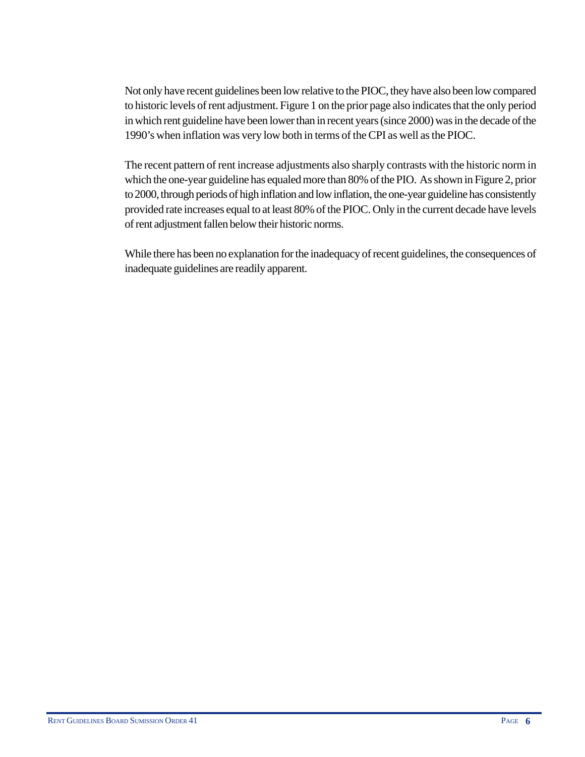Not only have recent guidelines been low relative to the PIOC, they have also been low compared to historic levels of rent adjustment. Figure 1 on the prior page also indicates that the only period in which rent guideline have been lower than in recent years (since 2000) was in the decade of the 1990's when inflation was very low both in terms of the CPI as well as the PIOC.

The recent pattern of rent increase adjustments also sharply contrasts with the historic norm in which the one-year guideline has equaled more than 80% of the PIO. As shown in Figure 2, prior to 2000, through periods of high inflation and low inflation, the one-year guideline has consistently provided rate increases equal to at least 80% of the PIOC. Only in the current decade have levels of rent adjustment fallen below their historic norms.

While there has been no explanation for the inadequacy of recent guidelines, the consequences of inadequate guidelines are readily apparent.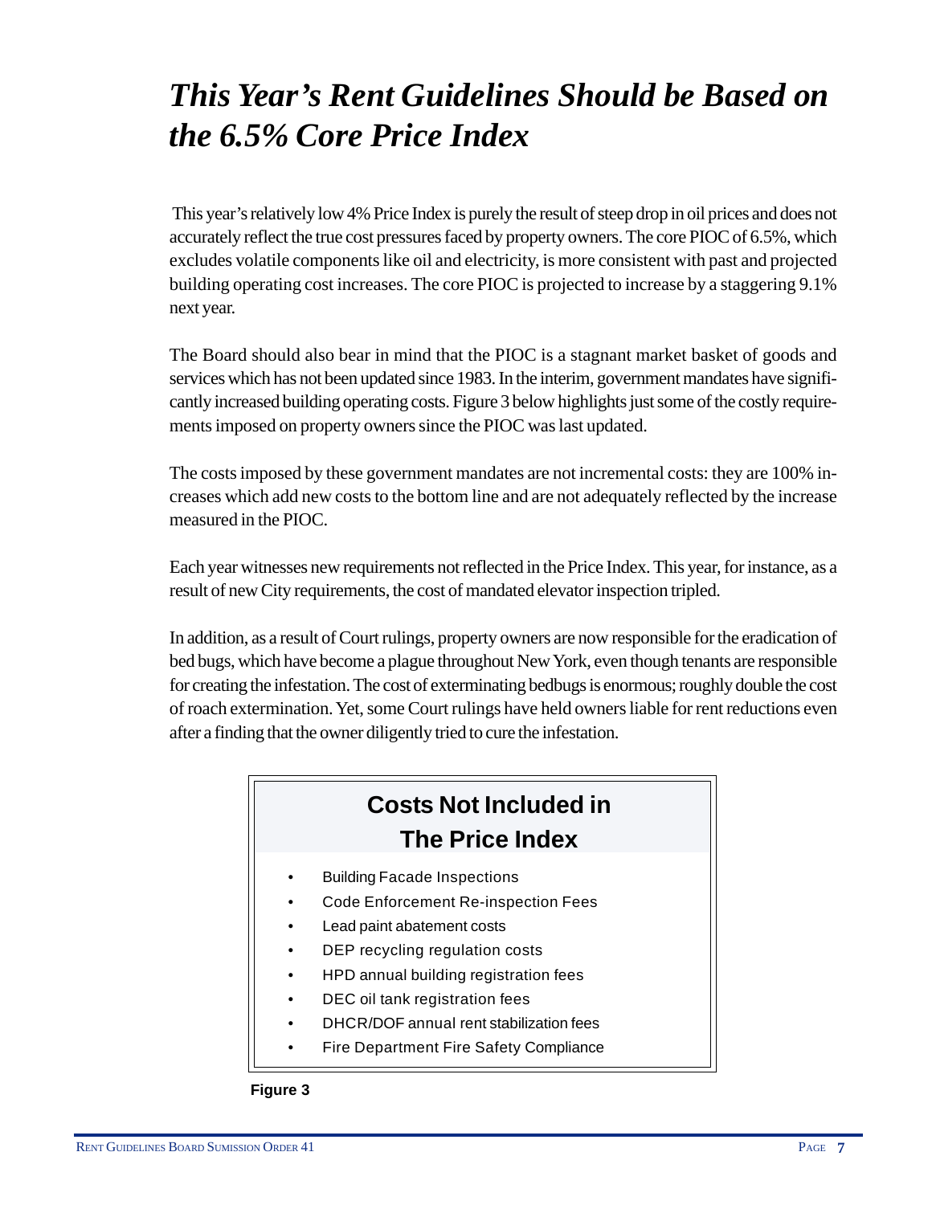# *This Year's Rent Guidelines Should be Based on the 6.5% Core Price Index*

This year's relatively low 4% Price Index is purely the result of steep drop in oil prices and does not accurately reflect the true cost pressures faced by property owners. The core PIOC of 6.5%, which excludes volatile components like oil and electricity, is more consistent with past and projected building operating cost increases. The core PIOC is projected to increase by a staggering 9.1% next year.

The Board should also bear in mind that the PIOC is a stagnant market basket of goods and services which has not been updated since 1983. In the interim, government mandates have significantly increased building operating costs. Figure 3 below highlights just some of the costly requirements imposed on property owners since the PIOC was last updated.

The costs imposed by these government mandates are not incremental costs: they are 100% increases which add new costs to the bottom line and are not adequately reflected by the increase measured in the PIOC.

Each year witnesses new requirements not reflected in the Price Index. This year, for instance, as a result of new City requirements, the cost of mandated elevator inspection tripled.

In addition, as a result of Court rulings, property owners are now responsible for the eradication of bed bugs, which have become a plague throughout New York, even though tenants are responsible for creating the infestation. The cost of exterminating bedbugs is enormous; roughly double the cost of roach extermination. Yet, some Court rulings have held owners liable for rent reductions even after a finding that the owner diligently tried to cure the infestation.

**Costs Not Included in The Price Index**

- Building Facade Inspections
- Code Enforcement Re-inspection Fees
- Lead paint abatement costs
- DEP recycling regulation costs
- HPD annual building registration fees
- DEC oil tank registration fees
- DHCR/DOF annual rent stabilization fees
- Fire Department Fire Safety Compliance

**Figure 3**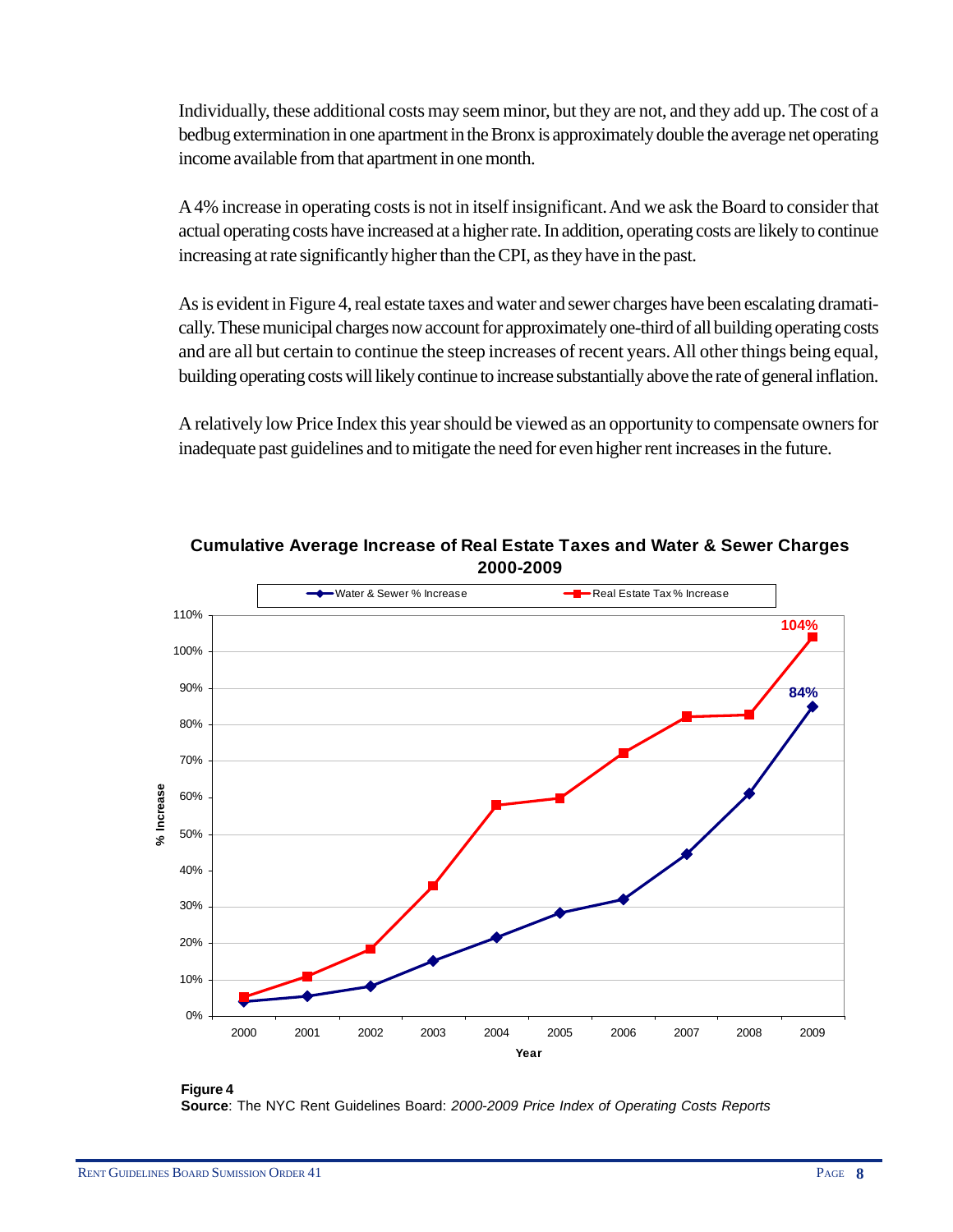Individually, these additional costs may seem minor, but they are not, and they add up. The cost of a bedbug extermination in one apartment in the Bronx is approximately double the average net operating income available from that apartment in one month.

A 4% increase in operating costs is not in itself insignificant. And we ask the Board to consider that actual operating costs have increased at a higher rate. In addition, operating costs are likely to continue increasing at rate significantly higher than the CPI, as they have in the past.

As is evident in Figure 4, real estate taxes and water and sewer charges have been escalating dramatically. These municipal charges now account for approximately one-third of all building operating costs and are all but certain to continue the steep increases of recent years. All other things being equal, building operating costs will likely continue to increase substantially above the rate of general inflation.

A relatively low Price Index this year should be viewed as an opportunity to compensate owners for inadequate past guidelines and to mitigate the need for even higher rent increases in the future.

**Cumulative Average Increase of Real Estate Taxes and Water & Sewer Charges 2000-2009**

**Figure 4**
**Source**: The NYC Rent Guidelines Board: *2000-2009 Price Index of Operating Costs Reports*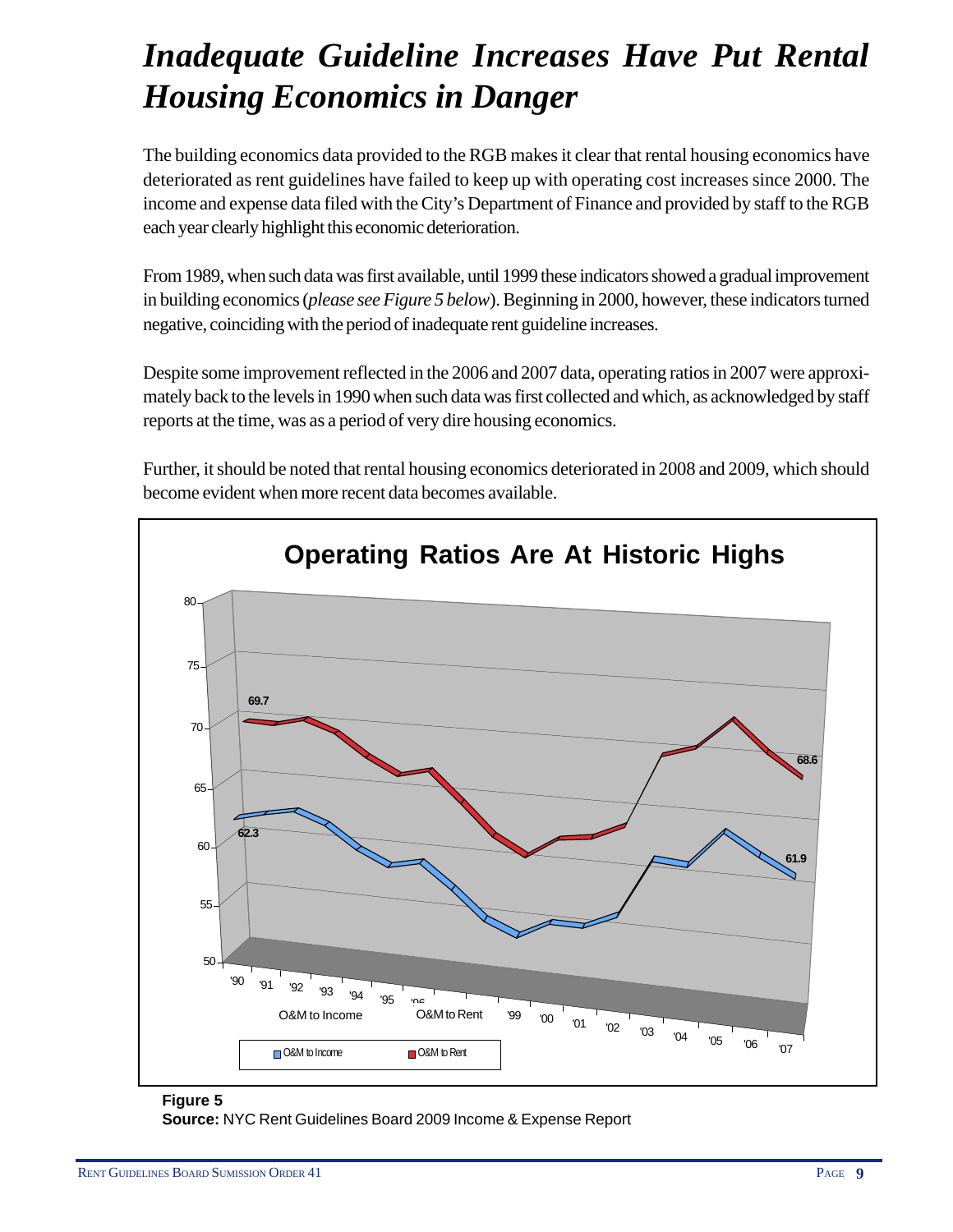# *Inadequate Guideline Increases Have Put Rental Housing Economics in Danger*

The building economics data provided to the RGB makes it clear that rental housing economics have deteriorated as rent guidelines have failed to keep up with operating cost increases since 2000. The income and expense data filed with the City's Department of Finance and provided by staff to the RGB each year clearly highlight this economic deterioration.

From 1989, when such data was first available, until 1999 these indicators showed a gradual improvement in building economics (*please see Figure 5 below*). Beginning in 2000, however, these indicators turned negative, coinciding with the period of inadequate rent guideline increases.

Despite some improvement reflected in the 2006 and 2007 data, operating ratios in 2007 were approximately back to the levels in 1990 when such data was first collected and which, as acknowledged by staff reports at the time, was as a period of very dire housing economics.

Further, it should be noted that rental housing economics deteriorated in 2008 and 2009, which should become evident when more recent data becomes available.

**Operating Ratios Are At Historic Highs**

(Chart: O&M to Income — '90: 62.3 … '07: 61.9; O&M to Rent — '90: 69.7 … '07: 68.6; years '90–'07)

**Figure 5**
**Source:** NYC Rent Guidelines Board 2009 Income & Expense Report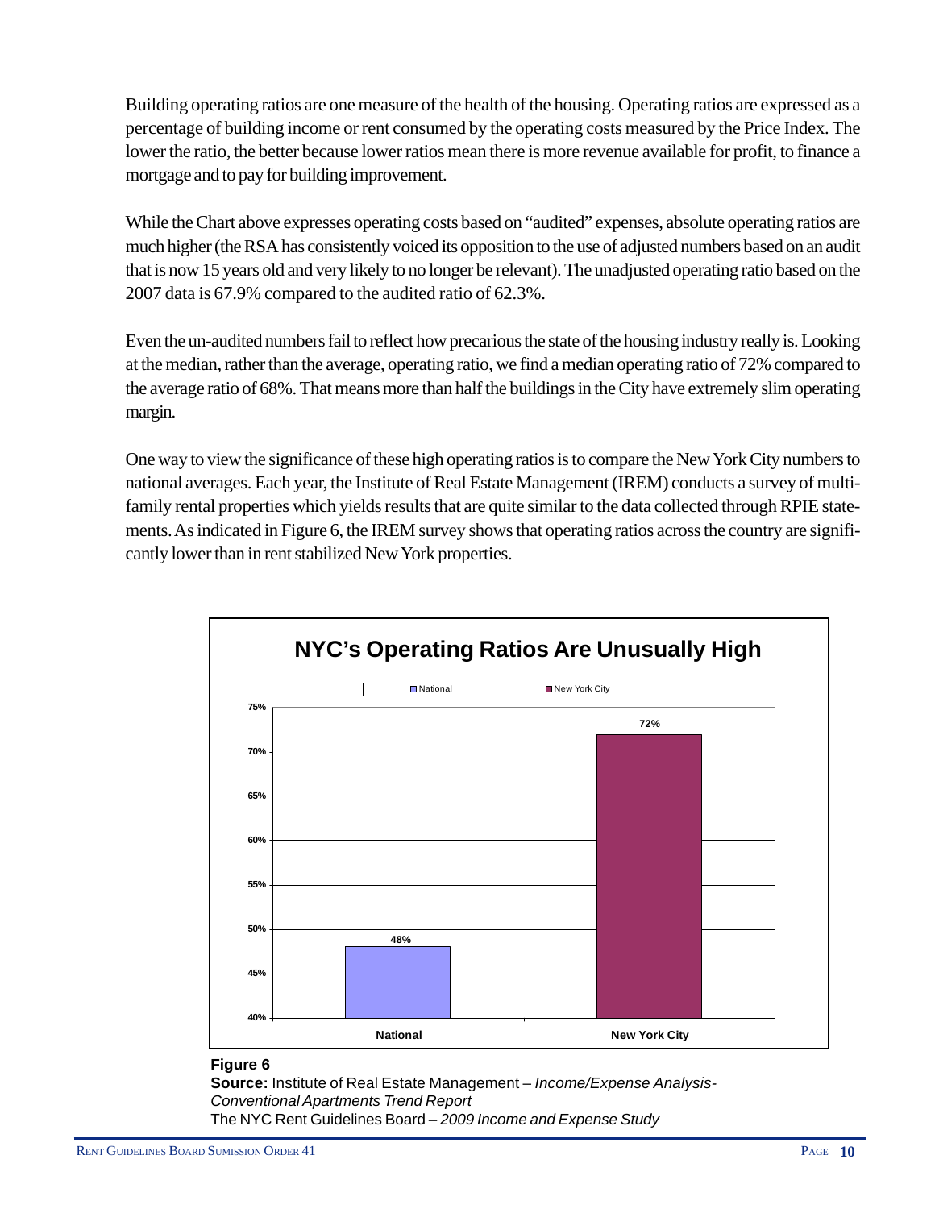Building operating ratios are one measure of the health of the housing. Operating ratios are expressed as a percentage of building income or rent consumed by the operating costs measured by the Price Index. The lower the ratio, the better because lower ratios mean there is more revenue available for profit, to finance a mortgage and to pay for building improvement.

While the Chart above expresses operating costs based on "audited" expenses, absolute operating ratios are much higher (the RSA has consistently voiced its opposition to the use of adjusted numbers based on an audit that is now 15 years old and very likely to no longer be relevant). The unadjusted operating ratio based on the 2007 data is 67.9% compared to the audited ratio of 62.3%.

Even the un-audited numbers fail to reflect how precarious the state of the housing industry really is. Looking at the median, rather than the average, operating ratio, we find a median operating ratio of 72% compared to the average ratio of 68%. That means more than half the buildings in the City have extremely slim operating margin.

One way to view the significance of these high operating ratios is to compare the New York City numbers to national averages. Each year, the Institute of Real Estate Management (IREM) conducts a survey of multi-family rental properties which yields results that are quite similar to the data collected through RPIE statements. As indicated in Figure 6, the IREM survey shows that operating ratios across the country are significantly lower than in rent stabilized New York properties.

**NYC's Operating Ratios Are Unusually High**

| | Operating Ratio |
|---|---|
| National | 48% |
| New York City | 72% |

**Figure 6**
**Source:** Institute of Real Estate Management – *Income/Expense Analysis-Conventional Apartments Trend Report*
The NYC Rent Guidelines Board – *2009 Income and Expense Study*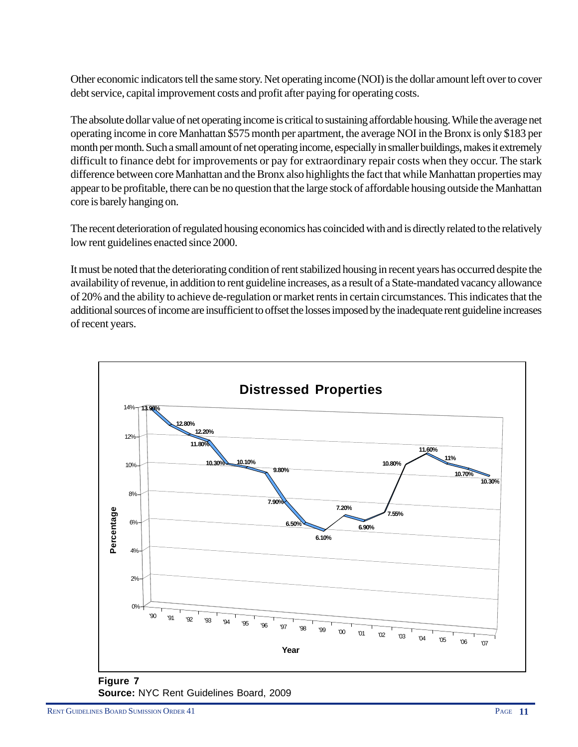Other economic indicators tell the same story. Net operating income (NOI) is the dollar amount left over to cover debt service, capital improvement costs and profit after paying for operating costs.

The absolute dollar value of net operating income is critical to sustaining affordable housing. While the average net operating income in core Manhattan $575 month per apartment, the average NOI in the Bronx is only $183 per month per month. Such a small amount of net operating income, especially in smaller buildings, makes it extremely difficult to finance debt for improvements or pay for extraordinary repair costs when they occur. The stark difference between core Manhattan and the Bronx also highlights the fact that while Manhattan properties may appear to be profitable, there can be no question that the large stock of affordable housing outside the Manhattan core is barely hanging on.

The recent deterioration of regulated housing economics has coincided with and is directly related to the relatively low rent guidelines enacted since 2000.

It must be noted that the deteriorating condition of rent stabilized housing in recent years has occurred despite the availability of revenue, in addition to rent guideline increases, as a result of a State-mandated vacancy allowance of 20% and the ability to achieve de-regulation or market rents in certain circumstances. This indicates that the additional sources of income are insufficient to offset the losses imposed by the inadequate rent guideline increases of recent years.

**Distressed Properties**

| Year | Percentage |
|---|---|
| '90 | 13.90% |
| '91 | 12.80% |
| '92 | 12.20% |
| '93 | 11.80% |
| '94 | 10.30% |
| '95 | 10.10% |
| '96 | 9.80% |
| '97 | 7.90% |
| '98 | 6.50% |
| '99 | 6.10% |
| '00 | 7.20% |
| '01 | 6.90% |
| '02 | 7.55% |
| '03 | 10.80% |
| '04 | 11.60% |
| '05 | 11% |
| '06 | 10.70% |
| '07 | 10.30% |

**Figure 7**
**Source:** NYC Rent Guidelines Board, 2009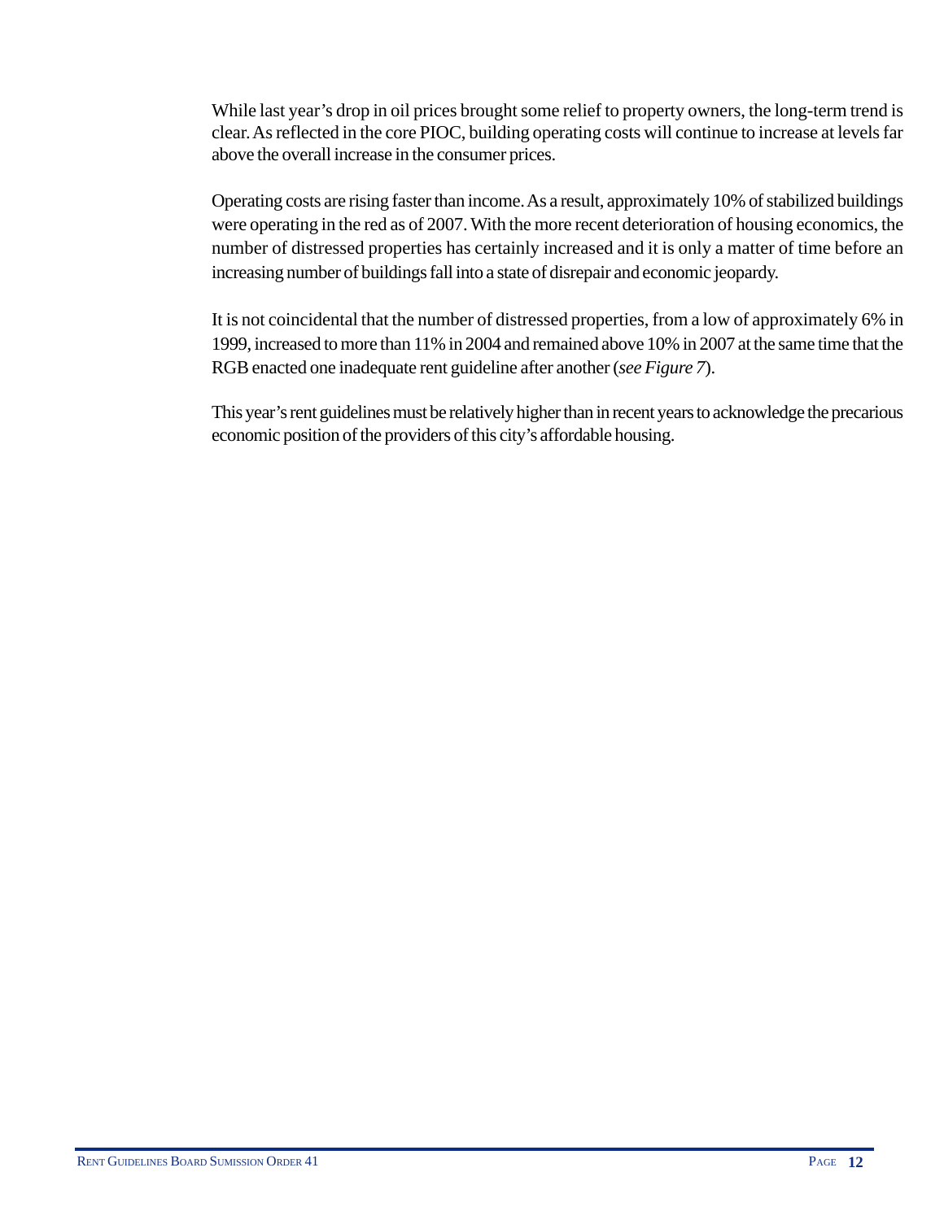While last year's drop in oil prices brought some relief to property owners, the long-term trend is clear. As reflected in the core PIOC, building operating costs will continue to increase at levels far above the overall increase in the consumer prices.

Operating costs are rising faster than income. As a result, approximately 10% of stabilized buildings were operating in the red as of 2007. With the more recent deterioration of housing economics, the number of distressed properties has certainly increased and it is only a matter of time before an increasing number of buildings fall into a state of disrepair and economic jeopardy.

It is not coincidental that the number of distressed properties, from a low of approximately 6% in 1999, increased to more than 11% in 2004 and remained above 10% in 2007 at the same time that the RGB enacted one inadequate rent guideline after another (*see Figure 7*).

This year's rent guidelines must be relatively higher than in recent years to acknowledge the precarious economic position of the providers of this city's affordable housing.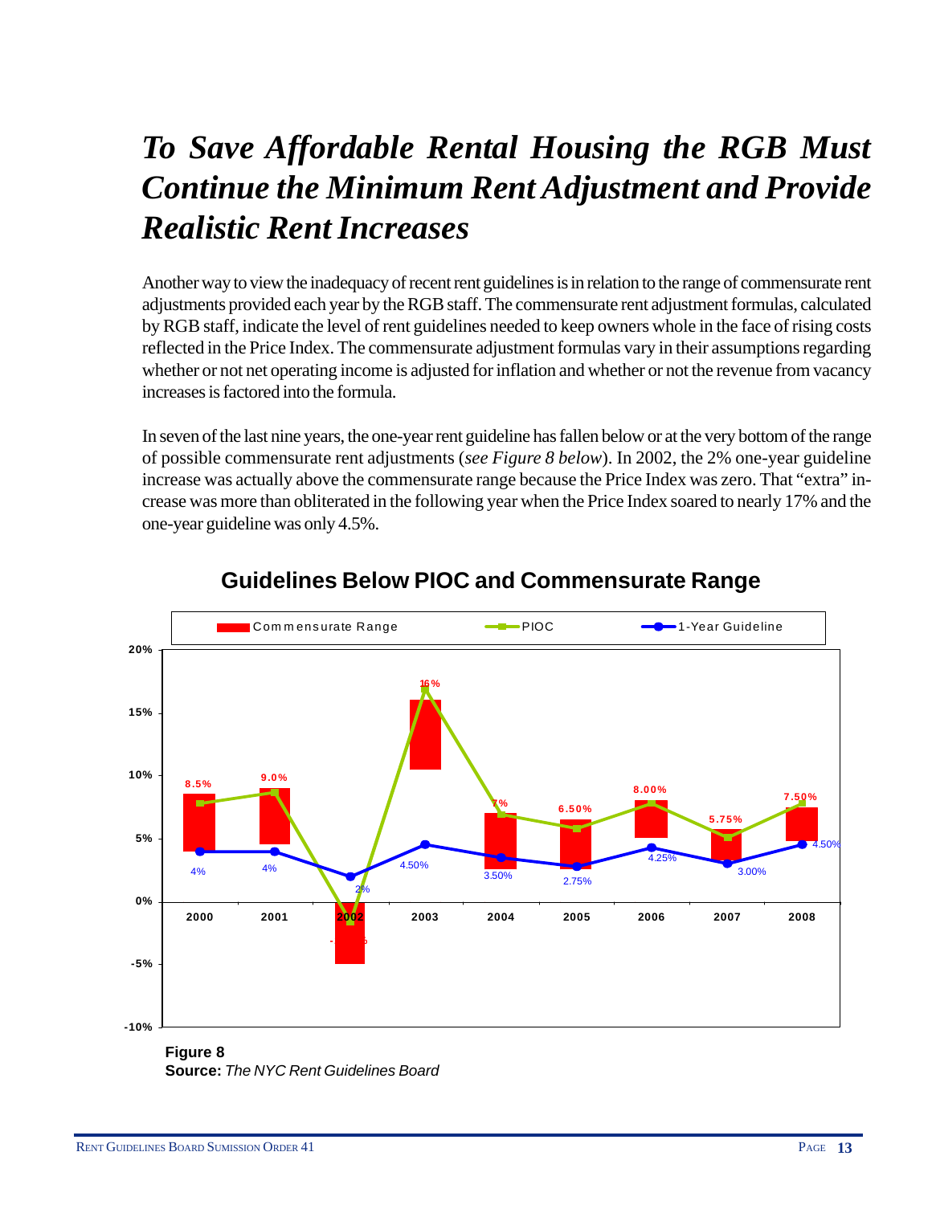# *To Save Affordable Rental Housing the RGB Must Continue the Minimum Rent Adjustment and Provide Realistic Rent Increases*

Another way to view the inadequacy of recent rent guidelines is in relation to the range of commensurate rent adjustments provided each year by the RGB staff. The commensurate rent adjustment formulas, calculated by RGB staff, indicate the level of rent guidelines needed to keep owners whole in the face of rising costs reflected in the Price Index. The commensurate adjustment formulas vary in their assumptions regarding whether or not net operating income is adjusted for inflation and whether or not the revenue from vacancy increases is factored into the formula.

In seven of the last nine years, the one-year rent guideline has fallen below or at the very bottom of the range of possible commensurate rent adjustments (*see Figure 8 below*). In 2002, the 2% one-year guideline increase was actually above the commensurate range because the Price Index was zero. That "extra" increase was more than obliterated in the following year when the Price Index soared to nearly 17% and the one-year guideline was only 4.5%.

## Guidelines Below PIOC and Commensurate Range

| Year | 1-Year Guideline | Commensurate Range (top label) |
|---|---|---|
| 2000 | 4% | 8.5% |
| 2001 | 4% | 9.0% |
| 2002 | 2% | |
| 2003 | 4.50% | 16% |
| 2004 | 3.50% | 7% |
| 2005 | 2.75% | 6.50% |
| 2006 | 4.25% | 8.00% |
| 2007 | 3.00% | 5.75% |
| 2008 | 4.50% | 7.50% |

**Figure 8**
**Source:** *The NYC Rent Guidelines Board*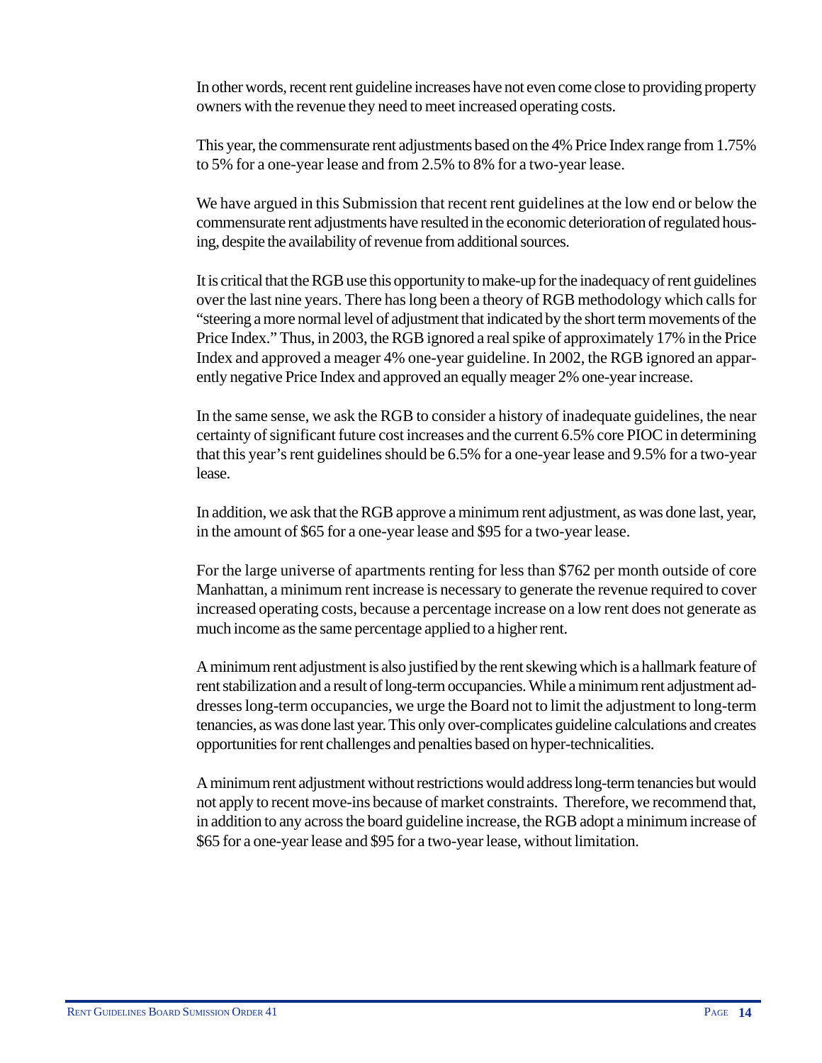In other words, recent rent guideline increases have not even come close to providing property owners with the revenue they need to meet increased operating costs.

This year, the commensurate rent adjustments based on the 4% Price Index range from 1.75% to 5% for a one-year lease and from 2.5% to 8% for a two-year lease.

We have argued in this Submission that recent rent guidelines at the low end or below the commensurate rent adjustments have resulted in the economic deterioration of regulated housing, despite the availability of revenue from additional sources.

It is critical that the RGB use this opportunity to make-up for the inadequacy of rent guidelines over the last nine years. There has long been a theory of RGB methodology which calls for "steering a more normal level of adjustment that indicated by the short term movements of the Price Index." Thus, in 2003, the RGB ignored a real spike of approximately 17% in the Price Index and approved a meager 4% one-year guideline. In 2002, the RGB ignored an apparently negative Price Index and approved an equally meager 2% one-year increase.

In the same sense, we ask the RGB to consider a history of inadequate guidelines, the near certainty of significant future cost increases and the current 6.5% core PIOC in determining that this year's rent guidelines should be 6.5% for a one-year lease and 9.5% for a two-year lease.

In addition, we ask that the RGB approve a minimum rent adjustment, as was done last, year, in the amount of $65 for a one-year lease and $95 for a two-year lease.

For the large universe of apartments renting for less than $762 per month outside of core Manhattan, a minimum rent increase is necessary to generate the revenue required to cover increased operating costs, because a percentage increase on a low rent does not generate as much income as the same percentage applied to a higher rent.

A minimum rent adjustment is also justified by the rent skewing which is a hallmark feature of rent stabilization and a result of long-term occupancies. While a minimum rent adjustment addresses long-term occupancies, we urge the Board not to limit the adjustment to long-term tenancies, as was done last year. This only over-complicates guideline calculations and creates opportunities for rent challenges and penalties based on hyper-technicalities.

A minimum rent adjustment without restrictions would address long-term tenancies but would not apply to recent move-ins because of market constraints. Therefore, we recommend that, in addition to any across the board guideline increase, the RGB adopt a minimum increase of $65 for a one-year lease and $95 for a two-year lease, without limitation.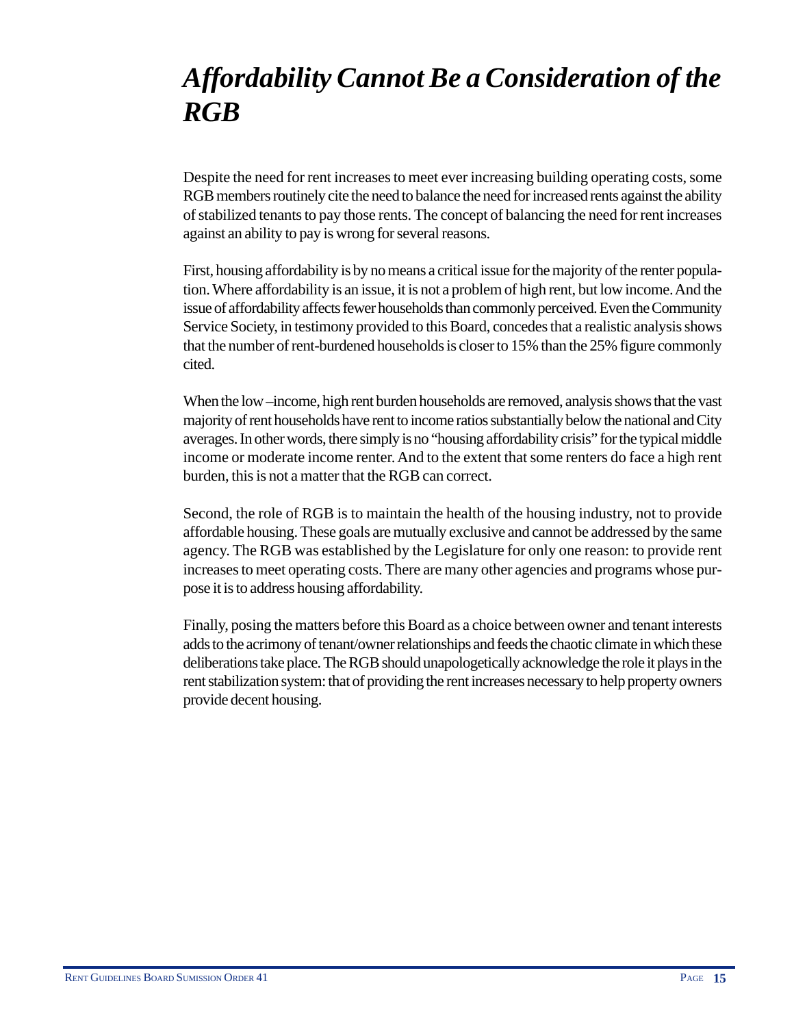# *Affordability Cannot Be a Consideration of the RGB*

Despite the need for rent increases to meet ever increasing building operating costs, some RGB members routinely cite the need to balance the need for increased rents against the ability of stabilized tenants to pay those rents. The concept of balancing the need for rent increases against an ability to pay is wrong for several reasons.

First, housing affordability is by no means a critical issue for the majority of the renter population. Where affordability is an issue, it is not a problem of high rent, but low income. And the issue of affordability affects fewer households than commonly perceived. Even the Community Service Society, in testimony provided to this Board, concedes that a realistic analysis shows that the number of rent-burdened households is closer to 15% than the 25% figure commonly cited.

When the low –income, high rent burden households are removed, analysis shows that the vast majority of rent households have rent to income ratios substantially below the national and City averages. In other words, there simply is no "housing affordability crisis" for the typical middle income or moderate income renter. And to the extent that some renters do face a high rent burden, this is not a matter that the RGB can correct.

Second, the role of RGB is to maintain the health of the housing industry, not to provide affordable housing. These goals are mutually exclusive and cannot be addressed by the same agency. The RGB was established by the Legislature for only one reason: to provide rent increases to meet operating costs. There are many other agencies and programs whose purpose it is to address housing affordability.

Finally, posing the matters before this Board as a choice between owner and tenant interests adds to the acrimony of tenant/owner relationships and feeds the chaotic climate in which these deliberations take place. The RGB should unapologetically acknowledge the role it plays in the rent stabilization system: that of providing the rent increases necessary to help property owners provide decent housing.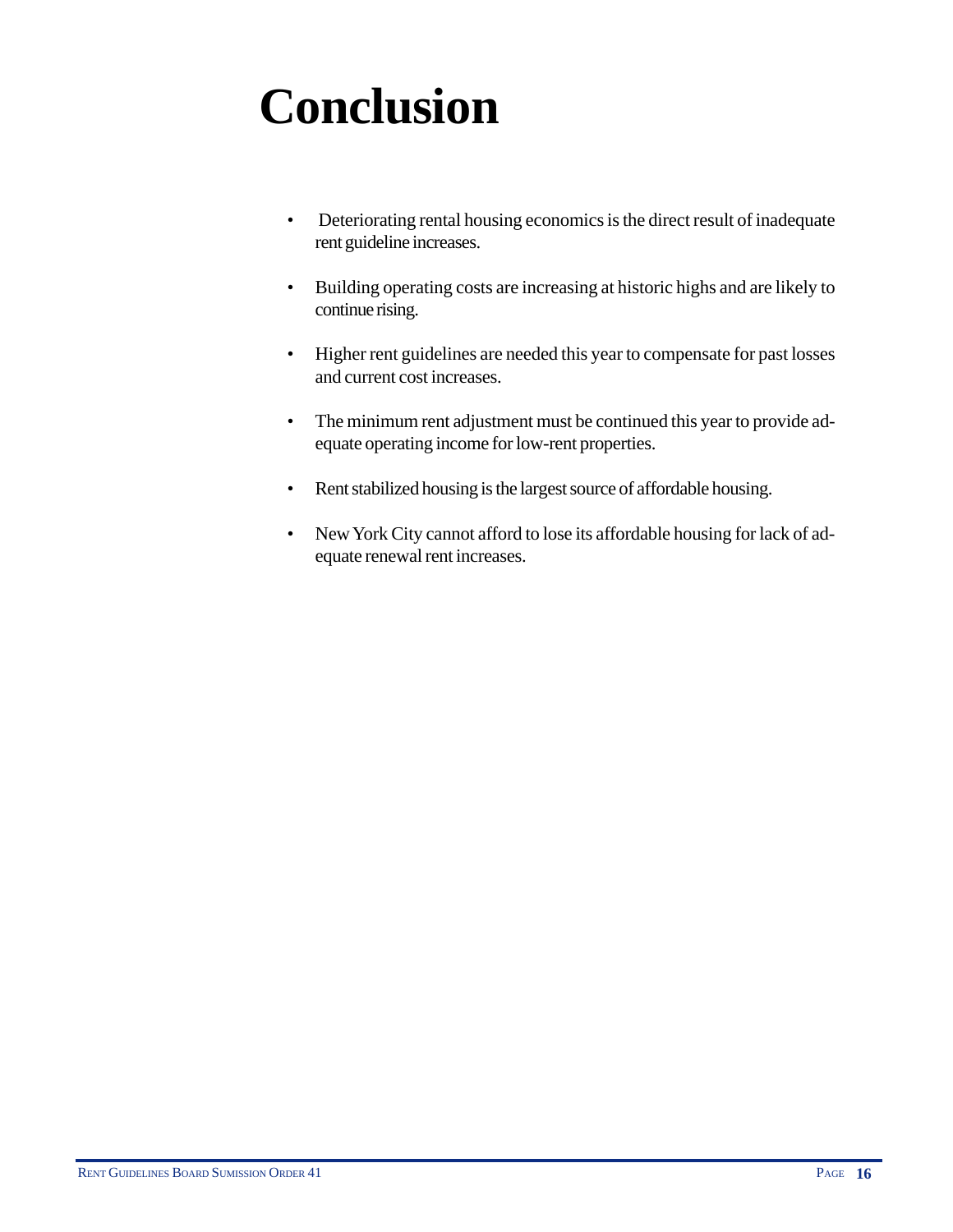# Conclusion

- Deteriorating rental housing economics is the direct result of inadequate rent guideline increases.
- Building operating costs are increasing at historic highs and are likely to continue rising.
- Higher rent guidelines are needed this year to compensate for past losses and current cost increases.
- The minimum rent adjustment must be continued this year to provide adequate operating income for low-rent properties.
- Rent stabilized housing is the largest source of affordable housing.
- New York City cannot afford to lose its affordable housing for lack of adequate renewal rent increases.